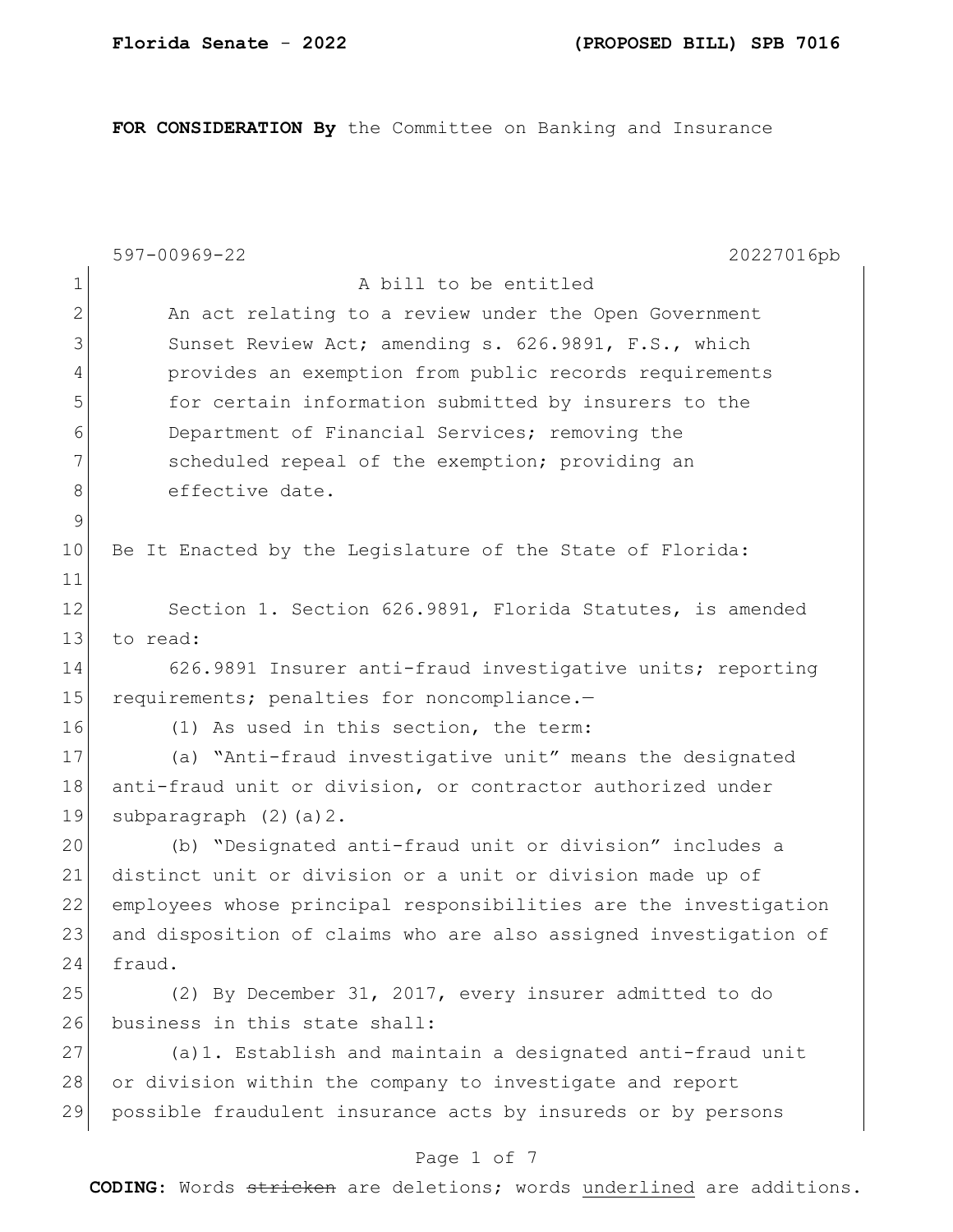**FOR CONSIDERATION By** the Committee on Banking and Insurance

597-00969-22 20227016pb

A bill to be entitled

An act relating to a review under the Open Government Sunset Review Act; amending s. 626.9891, F.S., which provides an exemption from public records requirements for certain information submitted by insurers to the Department of Financial Services; removing the scheduled repeal of the exemption; providing an effective date.

Be It Enacted by the Legislature of the State of Florida:

Section 1. Section 626.9891, Florida Statutes, is amended to read:

626.9891 Insurer anti-fraud investigative units; reporting requirements; penalties for noncompliance.—

(1) As used in this section, the term:

(a) "Anti-fraud investigative unit" means the designated anti-fraud unit or division, or contractor authorized under subparagraph (2)(a)2.

(b) "Designated anti-fraud unit or division" includes a distinct unit or division or a unit or division made up of employees whose principal responsibilities are the investigation and disposition of claims who are also assigned investigation of fraud.

(2) By December 31, 2017, every insurer admitted to do business in this state shall:

(a)1. Establish and maintain a designated anti-fraud unit or division within the company to investigate and report possible fraudulent insurance acts by insureds or by persons

**CODING:** Words ~~stricken~~ are deletions; words <u>underlined</u> are additions.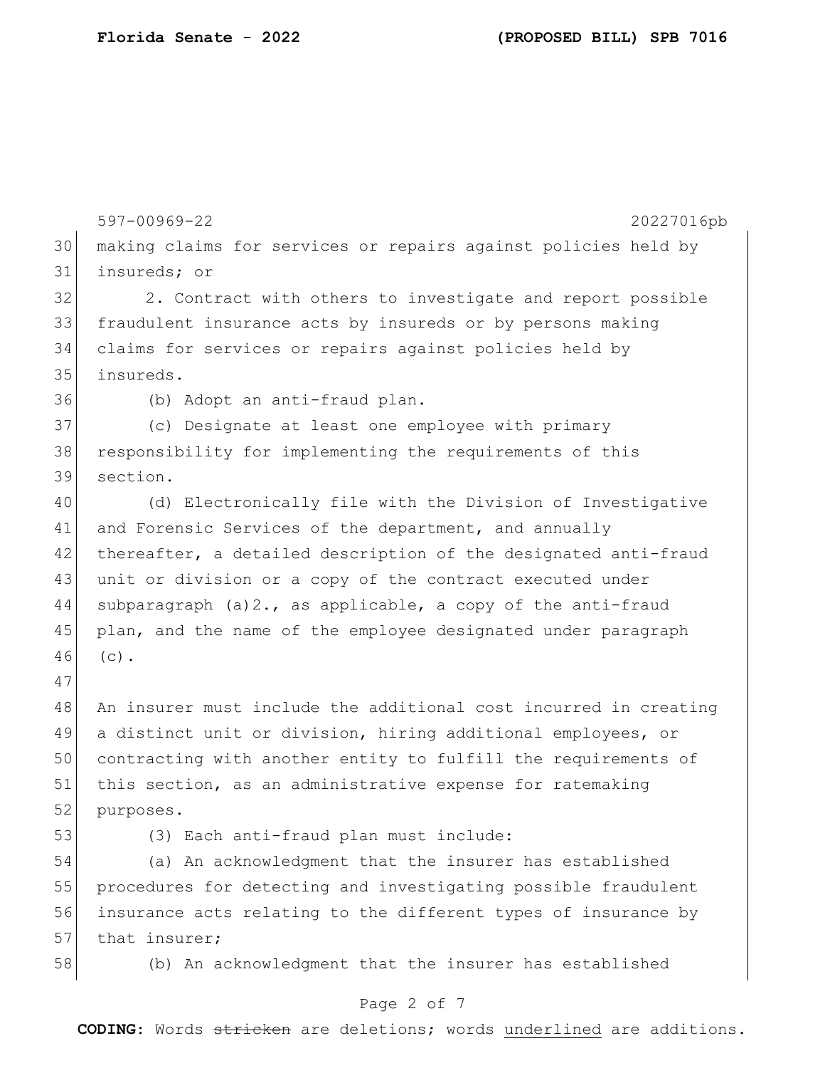making claims for services or repairs against policies held by insureds; or

2. Contract with others to investigate and report possible fraudulent insurance acts by insureds or by persons making claims for services or repairs against policies held by insureds.

(b) Adopt an anti-fraud plan.

(c) Designate at least one employee with primary responsibility for implementing the requirements of this section.

(d) Electronically file with the Division of Investigative and Forensic Services of the department, and annually thereafter, a detailed description of the designated anti-fraud unit or division or a copy of the contract executed under subparagraph (a)2., as applicable, a copy of the anti-fraud plan, and the name of the employee designated under paragraph (c).

An insurer must include the additional cost incurred in creating a distinct unit or division, hiring additional employees, or contracting with another entity to fulfill the requirements of this section, as an administrative expense for ratemaking purposes.

(3) Each anti-fraud plan must include:

(a) An acknowledgment that the insurer has established procedures for detecting and investigating possible fraudulent insurance acts relating to the different types of insurance by that insurer;

(b) An acknowledgment that the insurer has established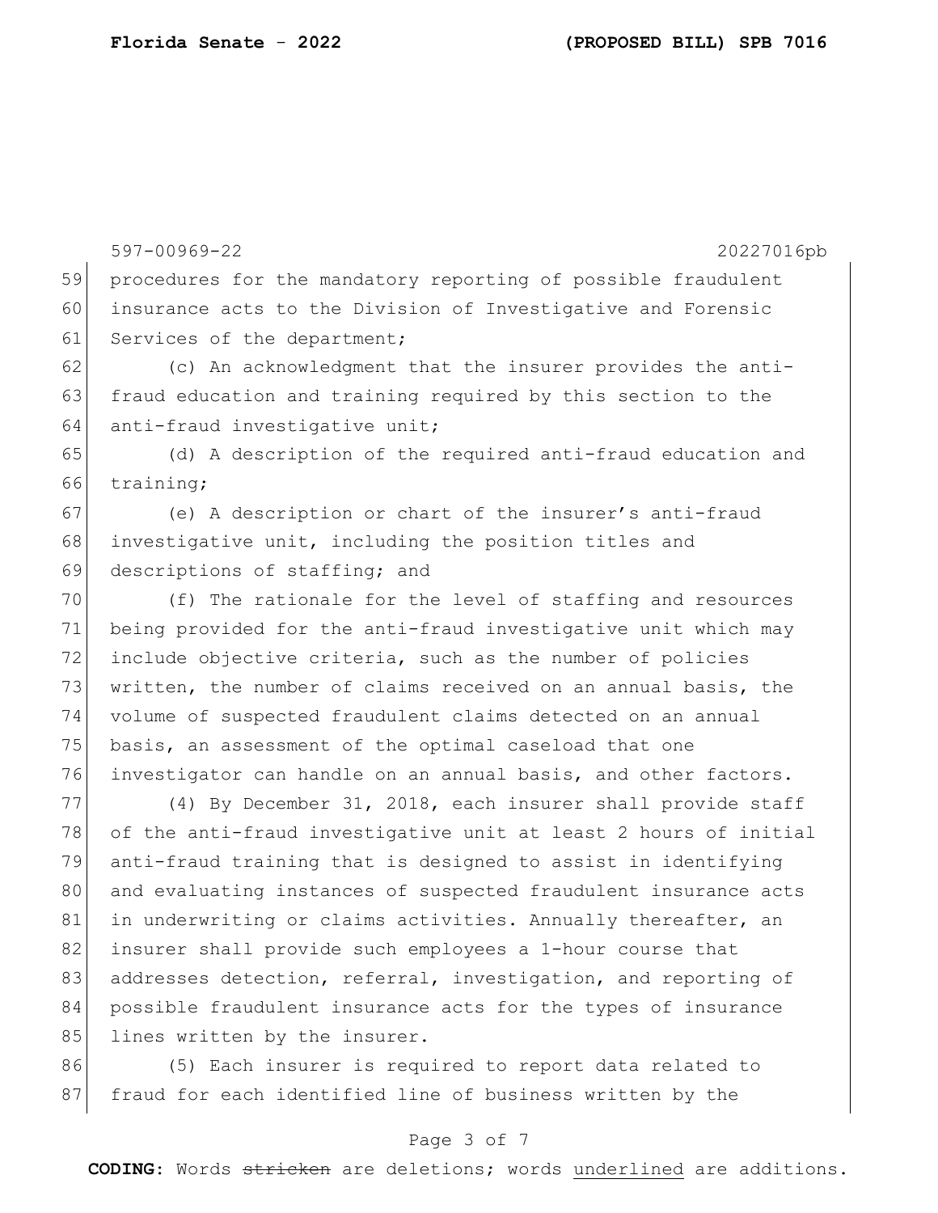procedures for the mandatory reporting of possible fraudulent insurance acts to the Division of Investigative and Forensic Services of the department;

(c) An acknowledgment that the insurer provides the anti-fraud education and training required by this section to the anti-fraud investigative unit;

(d) A description of the required anti-fraud education and training;

(e) A description or chart of the insurer's anti-fraud investigative unit, including the position titles and descriptions of staffing; and

(f) The rationale for the level of staffing and resources being provided for the anti-fraud investigative unit which may include objective criteria, such as the number of policies written, the number of claims received on an annual basis, the volume of suspected fraudulent claims detected on an annual basis, an assessment of the optimal caseload that one investigator can handle on an annual basis, and other factors.

(4) By December 31, 2018, each insurer shall provide staff of the anti-fraud investigative unit at least 2 hours of initial anti-fraud training that is designed to assist in identifying and evaluating instances of suspected fraudulent insurance acts in underwriting or claims activities. Annually thereafter, an insurer shall provide such employees a 1-hour course that addresses detection, referral, investigation, and reporting of possible fraudulent insurance acts for the types of insurance lines written by the insurer.

(5) Each insurer is required to report data related to fraud for each identified line of business written by the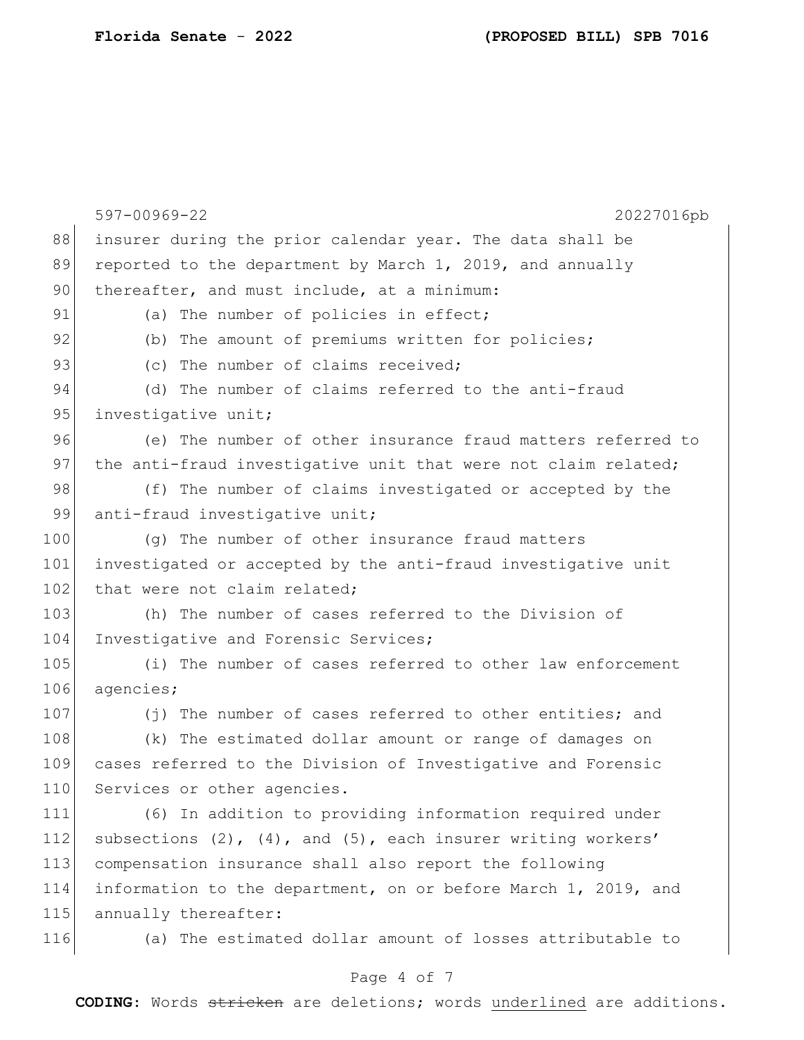insurer during the prior calendar year. The data shall be reported to the department by March 1, 2019, and annually thereafter, and must include, at a minimum:

(a) The number of policies in effect;

(b) The amount of premiums written for policies;

(c) The number of claims received;

(d) The number of claims referred to the anti-fraud investigative unit;

(e) The number of other insurance fraud matters referred to the anti-fraud investigative unit that were not claim related;

(f) The number of claims investigated or accepted by the anti-fraud investigative unit;

(g) The number of other insurance fraud matters investigated or accepted by the anti-fraud investigative unit that were not claim related;

(h) The number of cases referred to the Division of Investigative and Forensic Services;

(i) The number of cases referred to other law enforcement agencies;

(j) The number of cases referred to other entities; and

(k) The estimated dollar amount or range of damages on cases referred to the Division of Investigative and Forensic Services or other agencies.

(6) In addition to providing information required under subsections (2), (4), and (5), each insurer writing workers' compensation insurance shall also report the following information to the department, on or before March 1, 2019, and annually thereafter:

(a) The estimated dollar amount of losses attributable to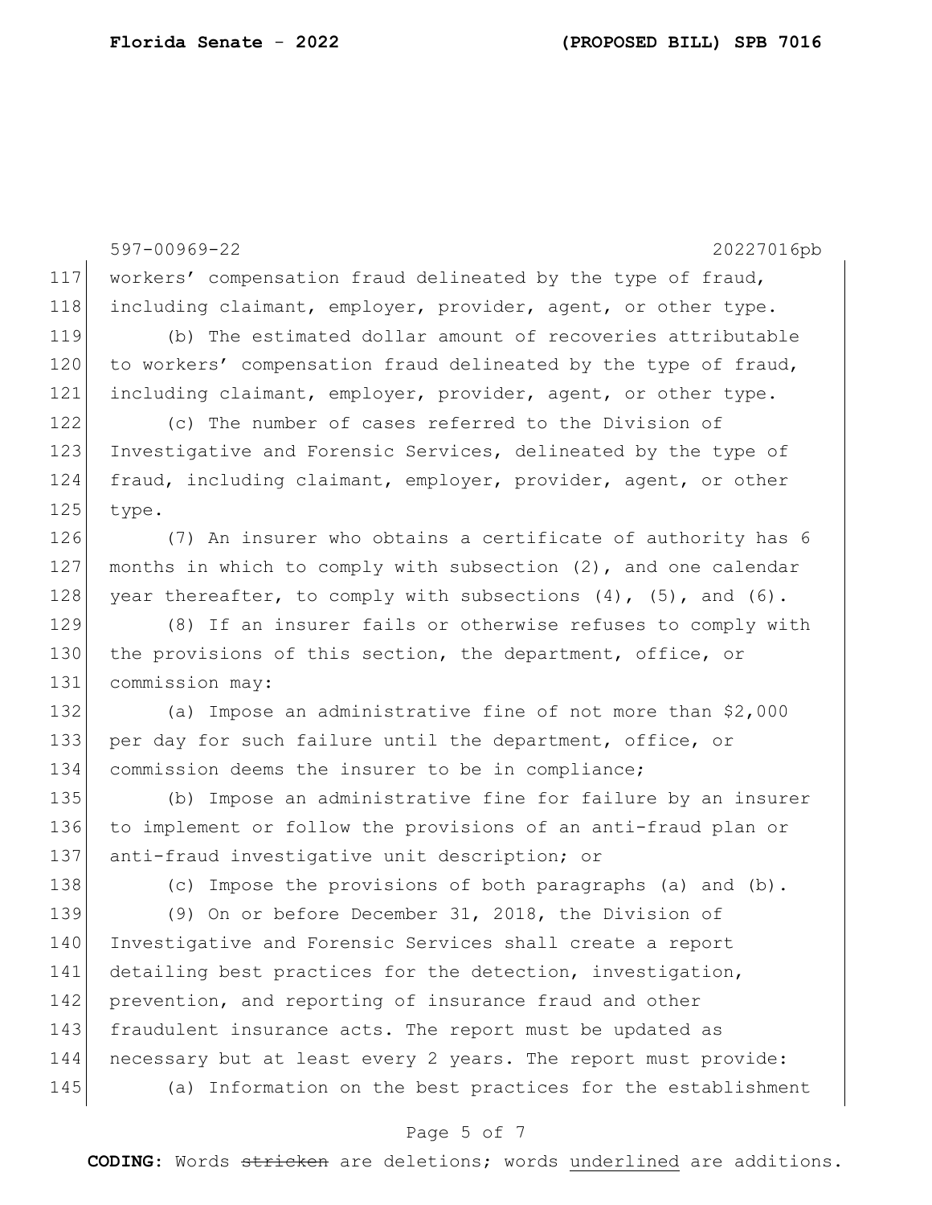workers' compensation fraud delineated by the type of fraud, including claimant, employer, provider, agent, or other type.

(b) The estimated dollar amount of recoveries attributable to workers' compensation fraud delineated by the type of fraud, including claimant, employer, provider, agent, or other type.

(c) The number of cases referred to the Division of Investigative and Forensic Services, delineated by the type of fraud, including claimant, employer, provider, agent, or other type.

(7) An insurer who obtains a certificate of authority has 6 months in which to comply with subsection (2), and one calendar year thereafter, to comply with subsections (4), (5), and (6).

(8) If an insurer fails or otherwise refuses to comply with the provisions of this section, the department, office, or commission may:

(a) Impose an administrative fine of not more than $2,000 per day for such failure until the department, office, or commission deems the insurer to be in compliance;

(b) Impose an administrative fine for failure by an insurer to implement or follow the provisions of an anti-fraud plan or anti-fraud investigative unit description; or

(c) Impose the provisions of both paragraphs (a) and (b).

(9) On or before December 31, 2018, the Division of Investigative and Forensic Services shall create a report detailing best practices for the detection, investigation, prevention, and reporting of insurance fraud and other fraudulent insurance acts. The report must be updated as necessary but at least every 2 years. The report must provide:

(a) Information on the best practices for the establishment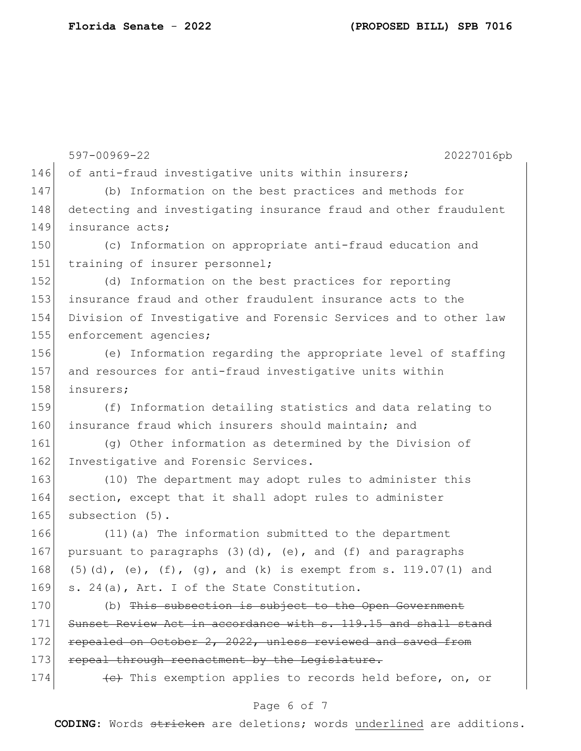597-00969-22 20227016pb

146 of anti-fraud investigative units within insurers;

147 (b) Information on the best practices and methods for
148 detecting and investigating insurance fraud and other fraudulent
149 insurance acts;

150 (c) Information on appropriate anti-fraud education and
151 training of insurer personnel;

152 (d) Information on the best practices for reporting
153 insurance fraud and other fraudulent insurance acts to the
154 Division of Investigative and Forensic Services and to other law
155 enforcement agencies;

156 (e) Information regarding the appropriate level of staffing
157 and resources for anti-fraud investigative units within
158 insurers;

159 (f) Information detailing statistics and data relating to
160 insurance fraud which insurers should maintain; and

161 (g) Other information as determined by the Division of
162 Investigative and Forensic Services.

163 (10) The department may adopt rules to administer this
164 section, except that it shall adopt rules to administer
165 subsection (5).

166 (11)(a) The information submitted to the department
167 pursuant to paragraphs (3)(d), (e), and (f) and paragraphs
168 (5)(d), (e), (f), (g), and (k) is exempt from s. 119.07(1) and
169 s. 24(a), Art. I of the State Constitution.

170 (b) ~~This subsection is subject to the Open Government~~
171 ~~Sunset Review Act in accordance with s. 119.15 and shall stand~~
172 ~~repealed on October 2, 2022, unless reviewed and saved from~~
173 ~~repeal through reenactment by the Legislature.~~

174 ~~(c)~~ This exemption applies to records held before, on, or

**CODING:** Words ~~stricken~~ are deletions; words <u>underlined</u> are additions.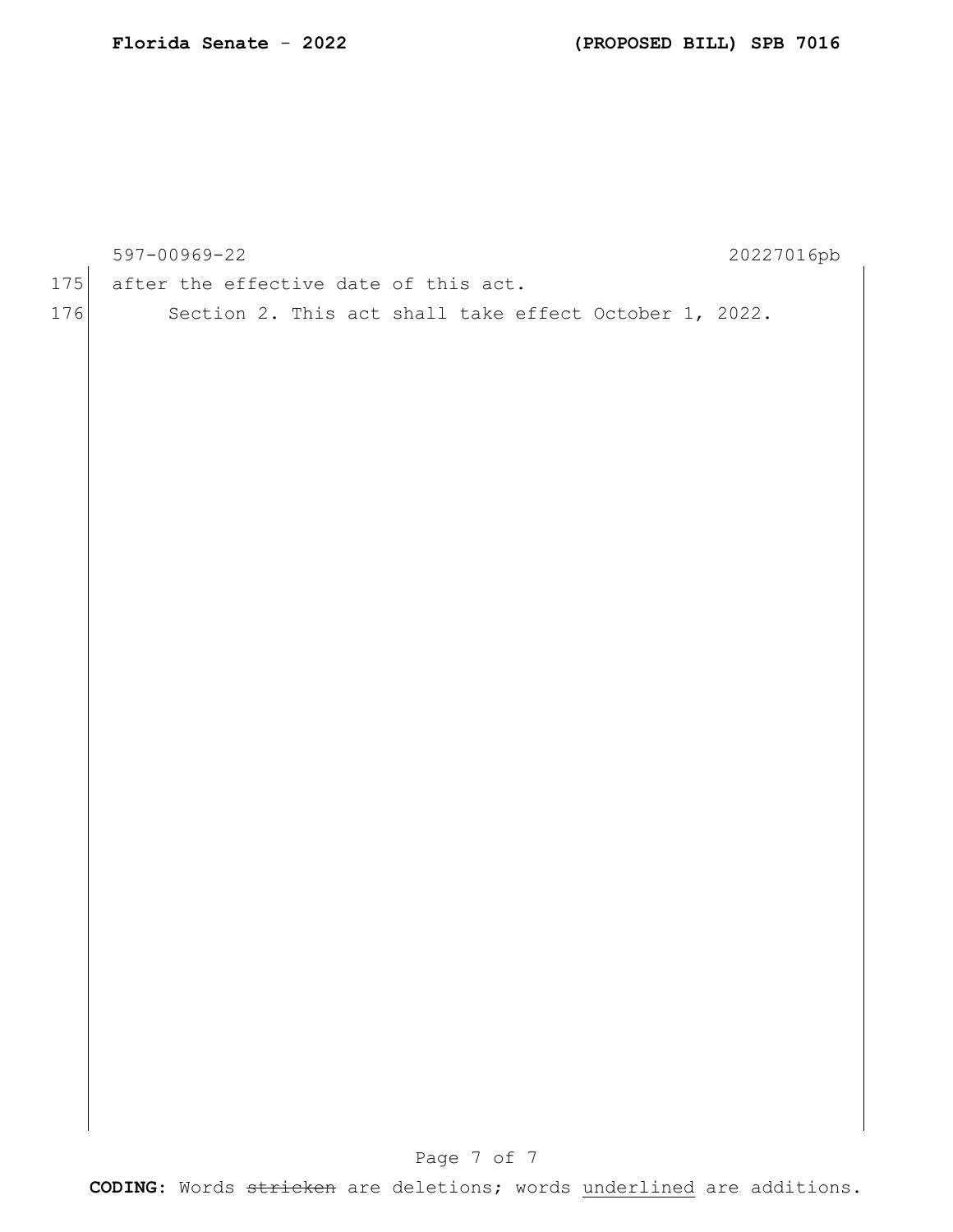after the effective date of this act.

Section 2. This act shall take effect October 1, 2022.